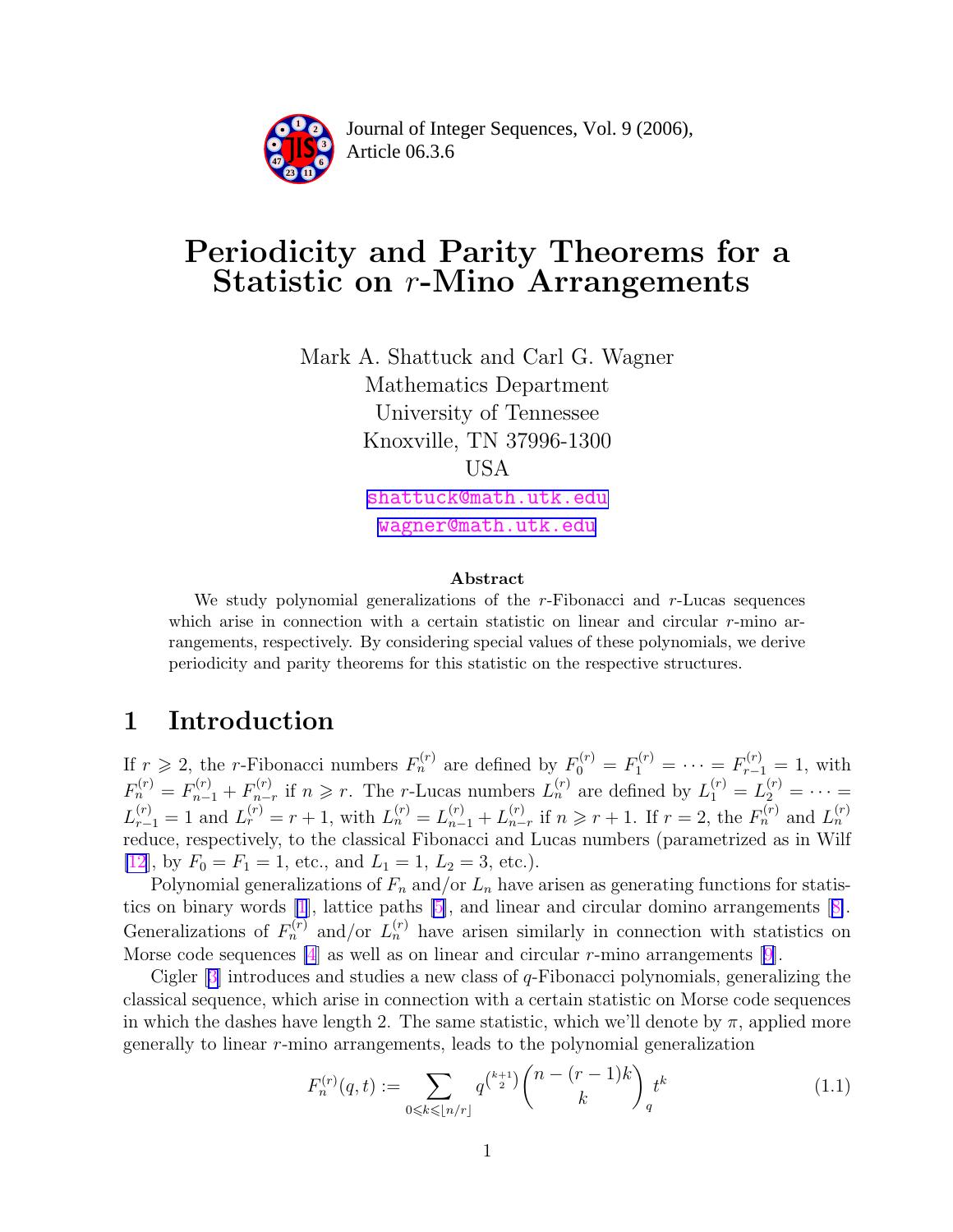Journal of Integer Sequences, Vol. 9 (2006), Article 06.3.6

# Periodicity and Parity Theorems for a Statistic on $r$-Mino Arrangements

Mark A. Shattuck and Carl G. Wagner
Mathematics Department
University of Tennessee
Knoxville, TN 37996-1300
USA
shattuck@math.utk.edu
wagner@math.utk.edu

### Abstract

We study polynomial generalizations of the $r$-Fibonacci and $r$-Lucas sequences which arise in connection with a certain statistic on linear and circular $r$-mino arrangements, respectively. By considering special values of these polynomials, we derive periodicity and parity theorems for this statistic on the respective structures.

## 1 Introduction

If $r \geqslant 2$, the $r$-Fibonacci numbers $F_n^{(r)}$ are defined by $F_0^{(r)} = F_1^{(r)} = \cdots = F_{r-1}^{(r)} = 1$, with $F_n^{(r)} = F_{n-1}^{(r)} + F_{n-r}^{(r)}$ if $n \geqslant r$. The $r$-Lucas numbers $L_n^{(r)}$ are defined by $L_1^{(r)} = L_2^{(r)} = \cdots = L_{r-1}^{(r)} = 1$ and $L_r^{(r)} = r + 1$, with $L_n^{(r)} = L_{n-1}^{(r)} + L_{n-r}^{(r)}$ if $n \geqslant r + 1$. If $r = 2$, the $F_n^{(r)}$ and $L_n^{(r)}$ reduce, respectively, to the classical Fibonacci and Lucas numbers (parametrized as in Wilf [12], by $F_0 = F_1 = 1$, etc., and $L_1 = 1$, $L_2 = 3$, etc.).

Polynomial generalizations of $F_n$ and/or $L_n$ have arisen as generating functions for statistics on binary words [1], lattice paths [5], and linear and circular domino arrangements [8]. Generalizations of $F_n^{(r)}$ and/or $L_n^{(r)}$ have arisen similarly in connection with statistics on Morse code sequences [4] as well as on linear and circular $r$-mino arrangements [9].

Cigler [3] introduces and studies a new class of $q$-Fibonacci polynomials, generalizing the classical sequence, which arise in connection with a certain statistic on Morse code sequences in which the dashes have length 2. The same statistic, which we'll denote by $\pi$, applied more generally to linear $r$-mino arrangements, leads to the polynomial generalization

$$F_n^{(r)}(q,t) := \sum_{0 \leqslant k \leqslant \lfloor n/r \rfloor} q^{\binom{k+1}{2}} \binom{n-(r-1)k}{k}_q t^k \tag{1.1}$$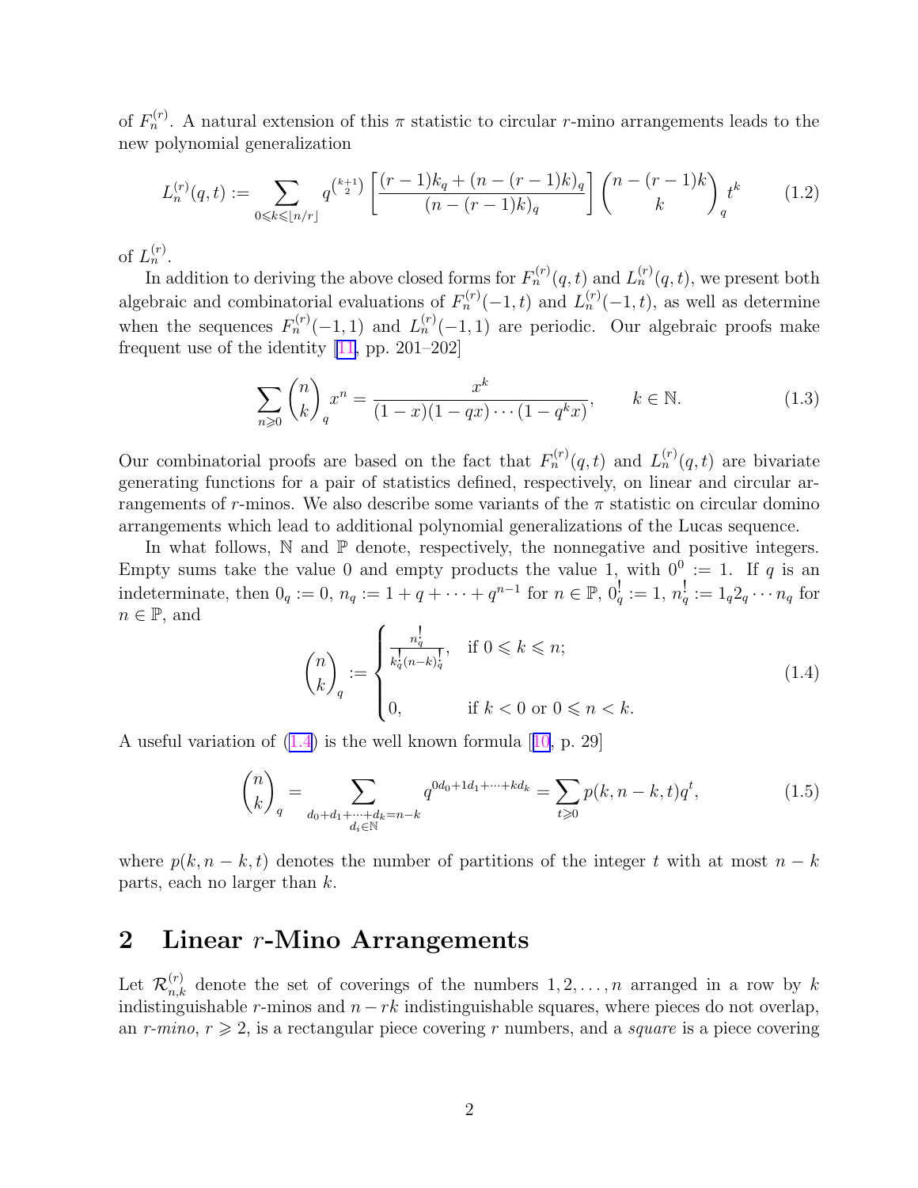of $F_n^{(r)}$. A natural extension of this $\pi$ statistic to circular $r$-mino arrangements leads to the new polynomial generalization

$$L_n^{(r)}(q,t) := \sum_{0 \leqslant k \leqslant \lfloor n/r \rfloor} q^{\binom{k+1}{2}} \left[ \frac{(r-1)k_q + (n-(r-1)k)_q}{(n-(r-1)k)_q} \right] \binom{n-(r-1)k}{k}_q t^k \tag{1.2}$$

of $L_n^{(r)}$.

In addition to deriving the above closed forms for $F_n^{(r)}(q,t)$ and $L_n^{(r)}(q,t)$, we present both algebraic and combinatorial evaluations of $F_n^{(r)}(-1,t)$ and $L_n^{(r)}(-1,t)$, as well as determine when the sequences $F_n^{(r)}(-1,1)$ and $L_n^{(r)}(-1,1)$ are periodic. Our algebraic proofs make frequent use of the identity [11, pp. 201–202]

$$\sum_{n \geqslant 0} \binom{n}{k}_q x^n = \frac{x^k}{(1-x)(1-qx)\cdots(1-q^k x)}, \qquad k \in \mathbb{N}. \tag{1.3}$$

Our combinatorial proofs are based on the fact that $F_n^{(r)}(q,t)$ and $L_n^{(r)}(q,t)$ are bivariate generating functions for a pair of statistics defined, respectively, on linear and circular arrangements of $r$-minos. We also describe some variants of the $\pi$ statistic on circular domino arrangements which lead to additional polynomial generalizations of the Lucas sequence.

In what follows, $\mathbb{N}$ and $\mathbb{P}$ denote, respectively, the nonnegative and positive integers. Empty sums take the value 0 and empty products the value 1, with $0^0 := 1$. If $q$ is an indeterminate, then $0_q := 0$, $n_q := 1 + q + \cdots + q^{n-1}$ for $n \in \mathbb{P}$, $0_q^! := 1$, $n_q^! := 1_q 2_q \cdots n_q$ for $n \in \mathbb{P}$, and

$$\binom{n}{k}_q := \begin{cases} \dfrac{n_q^!}{k_q^!(n-k)_q^!}, & \text{if } 0 \leqslant k \leqslant n; \\ 0, & \text{if } k < 0 \text{ or } 0 \leqslant n < k. \end{cases} \tag{1.4}$$

A useful variation of (1.4) is the well known formula [10, p. 29]

$$\binom{n}{k}_q = \sum_{\substack{d_0+d_1+\cdots+d_k = n-k \\ d_i \in \mathbb{N}}} q^{0d_0+1d_1+\cdots+kd_k} = \sum_{t \geqslant 0} p(k, n-k, t) q^t, \tag{1.5}$$

where $p(k, n-k, t)$ denotes the number of partitions of the integer $t$ with at most $n-k$ parts, each no larger than $k$.

## 2 Linear $r$-Mino Arrangements

Let $\mathcal{R}_{n,k}^{(r)}$ denote the set of coverings of the numbers $1, 2, \ldots, n$ arranged in a row by $k$ indistinguishable $r$-minos and $n - rk$ indistinguishable squares, where pieces do not overlap, an *$r$-mino*, $r \geqslant 2$, is a rectangular piece covering $r$ numbers, and a *square* is a piece covering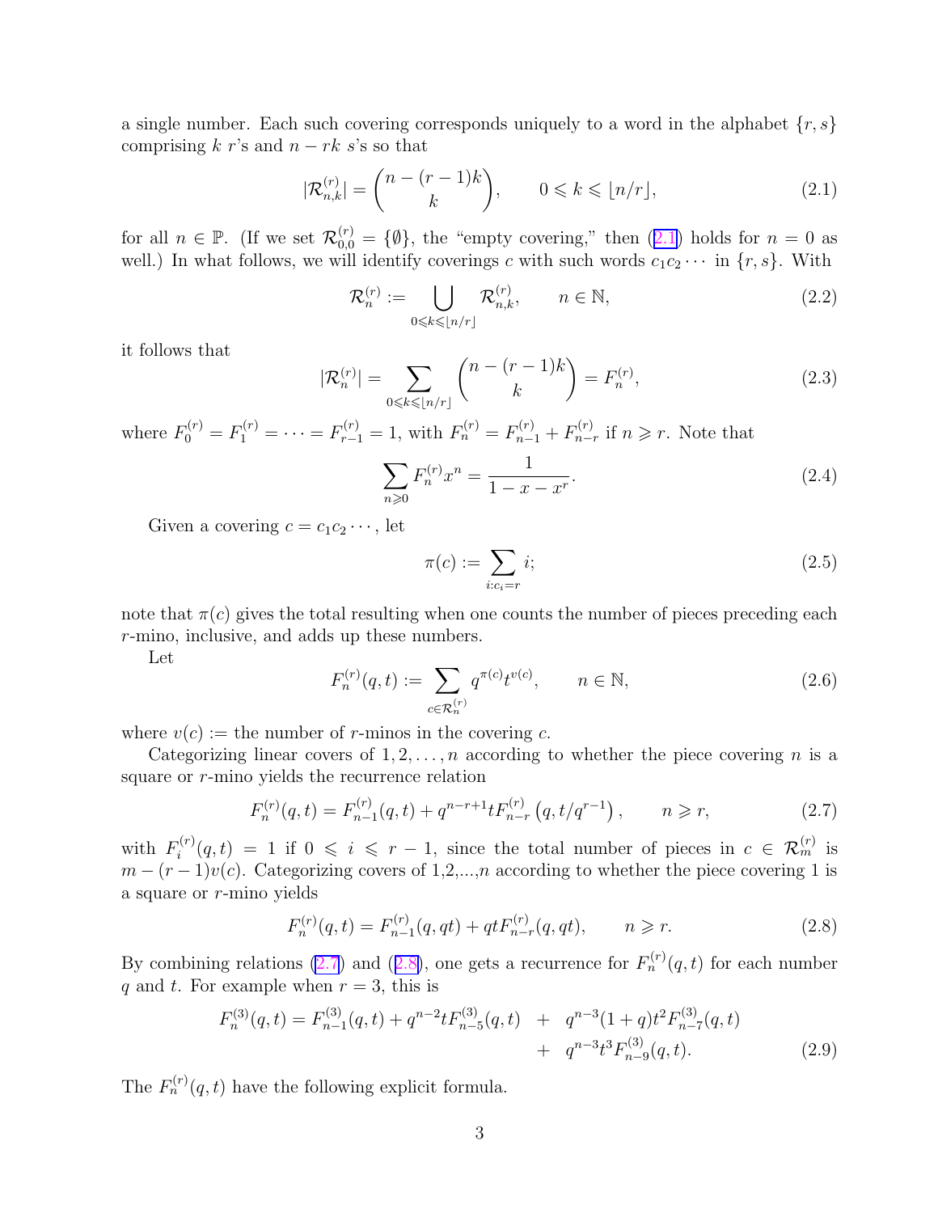a single number. Each such covering corresponds uniquely to a word in the alphabet $\{r, s\}$ comprising $k$ $r$'s and $n - rk$ $s$'s so that

$$|\mathcal{R}_{n,k}^{(r)}| = \binom{n-(r-1)k}{k}, \qquad 0 \leqslant k \leqslant \lfloor n/r \rfloor, \tag{2.1}$$

for all $n \in \mathbb{P}$. (If we set $\mathcal{R}_{0,0}^{(r)} = \{\emptyset\}$, the "empty covering," then (2.1) holds for $n = 0$ as well.) In what follows, we will identify coverings $c$ with such words $c_1 c_2 \cdots$ in $\{r, s\}$. With

$$\mathcal{R}_n^{(r)} := \bigcup_{0 \leqslant k \leqslant \lfloor n/r \rfloor} \mathcal{R}_{n,k}^{(r)}, \qquad n \in \mathbb{N}, \tag{2.2}$$

it follows that

$$|\mathcal{R}_n^{(r)}| = \sum_{0 \leqslant k \leqslant \lfloor n/r \rfloor} \binom{n-(r-1)k}{k} = F_n^{(r)}, \tag{2.3}$$

where $F_0^{(r)} = F_1^{(r)} = \cdots = F_{r-1}^{(r)} = 1$, with $F_n^{(r)} = F_{n-1}^{(r)} + F_{n-r}^{(r)}$ if $n \geqslant r$. Note that

$$\sum_{n \geqslant 0} F_n^{(r)} x^n = \frac{1}{1 - x - x^r}. \tag{2.4}$$

Given a covering $c = c_1 c_2 \cdots$, let

$$\pi(c) := \sum_{i : c_i = r} i; \tag{2.5}$$

note that $\pi(c)$ gives the total resulting when one counts the number of pieces preceding each $r$-mino, inclusive, and adds up these numbers.

Let

$$F_n^{(r)}(q,t) := \sum_{c \in \mathcal{R}_n^{(r)}} q^{\pi(c)} t^{v(c)}, \qquad n \in \mathbb{N}, \tag{2.6}$$

where $v(c) :=$ the number of $r$-minos in the covering $c$.

Categorizing linear covers of $1, 2, \ldots, n$ according to whether the piece covering $n$ is a square or $r$-mino yields the recurrence relation

$$F_n^{(r)}(q,t) = F_{n-1}^{(r)}(q,t) + q^{n-r+1} t F_{n-r}^{(r)}\left(q, t/q^{r-1}\right), \qquad n \geqslant r, \tag{2.7}$$

with $F_i^{(r)}(q,t) = 1$ if $0 \leqslant i \leqslant r-1$, since the total number of pieces in $c \in \mathcal{R}_m^{(r)}$ is $m - (r-1)v(c)$. Categorizing covers of 1,2,...,$n$ according to whether the piece covering 1 is a square or $r$-mino yields

$$F_n^{(r)}(q,t) = F_{n-1}^{(r)}(q,qt) + qt F_{n-r}^{(r)}(q,qt), \qquad n \geqslant r. \tag{2.8}$$

By combining relations (2.7) and (2.8), one gets a recurrence for $F_n^{(r)}(q,t)$ for each number $q$ and $t$. For example when $r = 3$, this is

$$\begin{aligned} F_n^{(3)}(q,t) = F_{n-1}^{(3)}(q,t) + q^{n-2} t F_{n-5}^{(3)}(q,t) \quad &+ \quad q^{n-3}(1+q) t^2 F_{n-7}^{(3)}(q,t) \\ &+ \quad q^{n-3} t^3 F_{n-9}^{(3)}(q,t). \end{aligned} \tag{2.9}$$

The $F_n^{(r)}(q,t)$ have the following explicit formula.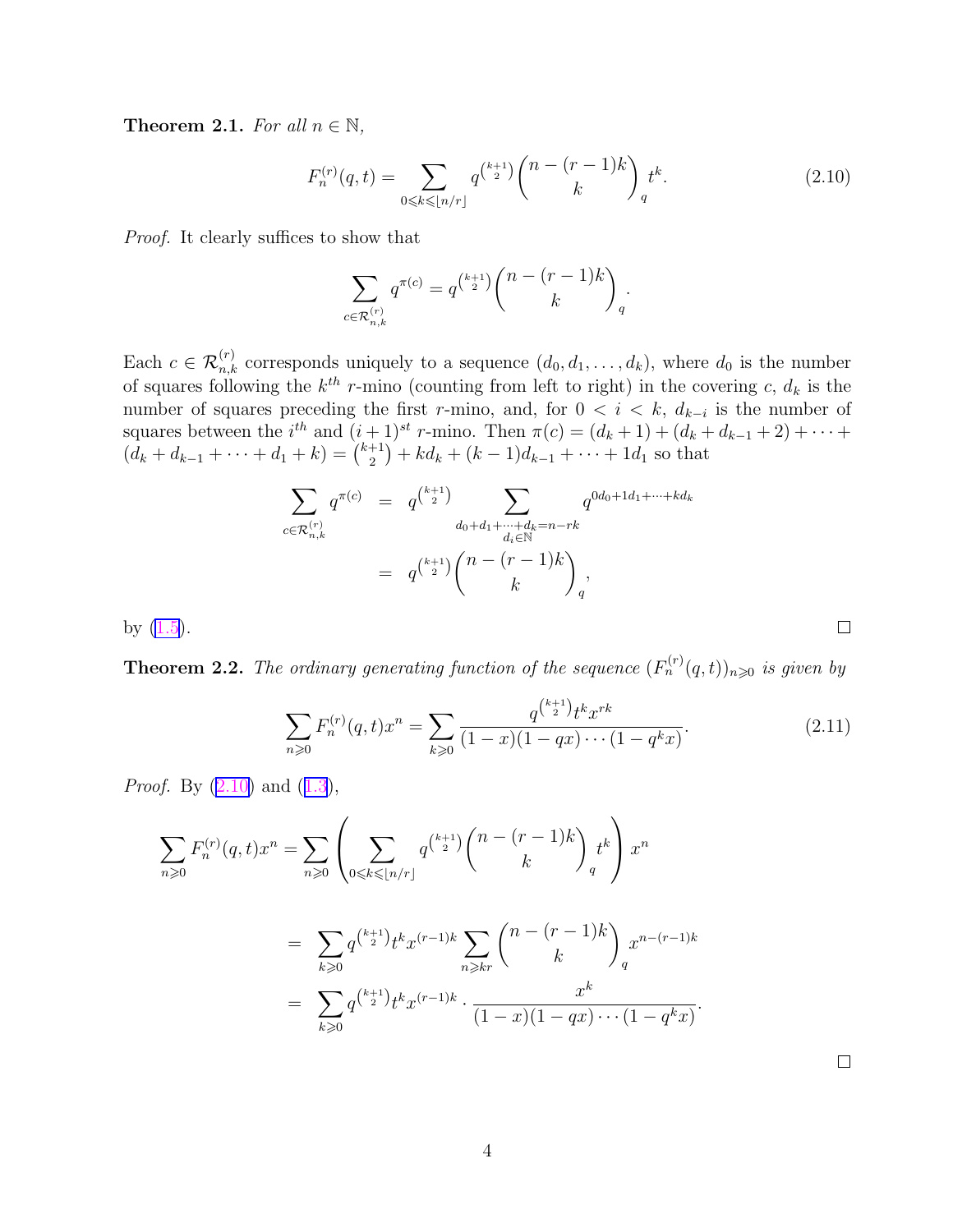**Theorem 2.1.** *For all $n \in \mathbb{N}$,*

$$F_n^{(r)}(q,t) = \sum_{0 \leqslant k \leqslant \lfloor n/r \rfloor} q^{\binom{k+1}{2}} \binom{n-(r-1)k}{k}_q t^k. \tag{2.10}$$

*Proof.* It clearly suffices to show that

$$\sum_{c \in \mathcal{R}_{n,k}^{(r)}} q^{\pi(c)} = q^{\binom{k+1}{2}} \binom{n-(r-1)k}{k}_q.$$

Each $c \in \mathcal{R}_{n,k}^{(r)}$ corresponds uniquely to a sequence $(d_0, d_1, \ldots, d_k)$, where $d_0$ is the number of squares following the $k^{th}$ $r$-mino (counting from left to right) in the covering $c$, $d_k$ is the number of squares preceding the first $r$-mino, and, for $0 < i < k$, $d_{k-i}$ is the number of squares between the $i^{th}$ and $(i+1)^{st}$ $r$-mino. Then $\pi(c) = (d_k + 1) + (d_k + d_{k-1} + 2) + \cdots + (d_k + d_{k-1} + \cdots + d_1 + k) = \binom{k+1}{2} + kd_k + (k-1)d_{k-1} + \cdots + 1d_1$ so that

$$\begin{aligned}
\sum_{c \in \mathcal{R}_{n,k}^{(r)}} q^{\pi(c)} &= q^{\binom{k+1}{2}} \sum_{\substack{d_0+d_1+\cdots+d_k=n-rk \\ d_i \in \mathbb{N}}} q^{0d_0+1d_1+\cdots+kd_k} \\
&= q^{\binom{k+1}{2}} \binom{n-(r-1)k}{k}_q,
\end{aligned}$$

by (1.5). $\square$

**Theorem 2.2.** *The ordinary generating function of the sequence $(F_n^{(r)}(q,t))_{n \geqslant 0}$ is given by*

$$\sum_{n \geqslant 0} F_n^{(r)}(q,t) x^n = \sum_{k \geqslant 0} \frac{q^{\binom{k+1}{2}} t^k x^{rk}}{(1-x)(1-qx)\cdots(1-q^k x)}. \tag{2.11}$$

*Proof.* By (2.10) and (1.3),

$$\begin{aligned}
\sum_{n \geqslant 0} F_n^{(r)}(q,t) x^n &= \sum_{n \geqslant 0} \left( \sum_{0 \leqslant k \leqslant \lfloor n/r \rfloor} q^{\binom{k+1}{2}} \binom{n-(r-1)k}{k}_q t^k \right) x^n \\
&= \sum_{k \geqslant 0} q^{\binom{k+1}{2}} t^k x^{(r-1)k} \sum_{n \geqslant kr} \binom{n-(r-1)k}{k}_q x^{n-(r-1)k} \\
&= \sum_{k \geqslant 0} q^{\binom{k+1}{2}} t^k x^{(r-1)k} \cdot \frac{x^k}{(1-x)(1-qx)\cdots(1-q^k x)}.
\end{aligned}$$

$\square$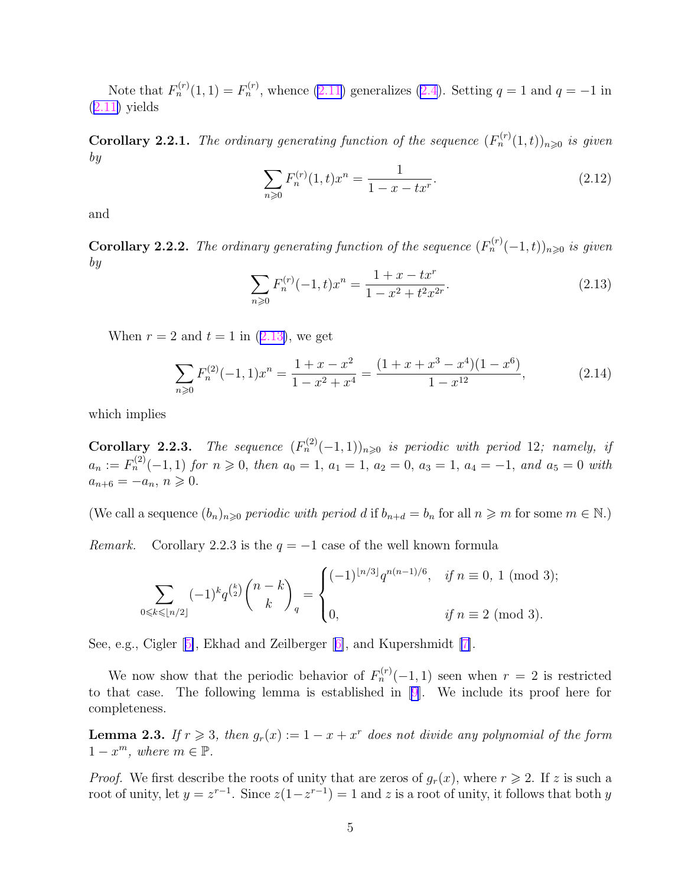Note that $F_n^{(r)}(1,1) = F_n^{(r)}$, whence (2.11) generalizes (2.4). Setting $q = 1$ and $q = -1$ in (2.11) yields

**Corollary 2.2.1.** *The ordinary generating function of the sequence $(F_n^{(r)}(1,t))_{n\geqslant 0}$ is given by*

$$\sum_{n\geqslant 0} F_n^{(r)}(1,t)x^n = \frac{1}{1-x-tx^r}. \tag{2.12}$$

and

**Corollary 2.2.2.** *The ordinary generating function of the sequence $(F_n^{(r)}(-1,t))_{n\geqslant 0}$ is given by*

$$\sum_{n\geqslant 0} F_n^{(r)}(-1,t)x^n = \frac{1+x-tx^r}{1-x^2+t^2x^{2r}}. \tag{2.13}$$

When $r = 2$ and $t = 1$ in (2.13), we get

$$\sum_{n\geqslant 0} F_n^{(2)}(-1,1)x^n = \frac{1+x-x^2}{1-x^2+x^4} = \frac{(1+x+x^3-x^4)(1-x^6)}{1-x^{12}}, \tag{2.14}$$

which implies

**Corollary 2.2.3.** *The sequence $(F_n^{(2)}(-1,1))_{n\geqslant 0}$ is periodic with period 12; namely, if $a_n := F_n^{(2)}(-1,1)$ for $n \geqslant 0$, then $a_0 = 1$, $a_1 = 1$, $a_2 = 0$, $a_3 = 1$, $a_4 = -1$, and $a_5 = 0$ with $a_{n+6} = -a_n$, $n \geqslant 0$.*

(We call a sequence $(b_n)_{n\geqslant 0}$ *periodic with period $d$* if $b_{n+d} = b_n$ for all $n \geqslant m$ for some $m \in \mathbb{N}$.)

*Remark.* Corollary 2.2.3 is the $q = -1$ case of the well known formula

$$\sum_{0\leqslant k\leqslant \lfloor n/2\rfloor} (-1)^k q^{\binom{k}{2}} \binom{n-k}{k}_q = \begin{cases} (-1)^{\lfloor n/3\rfloor} q^{n(n-1)/6}, & \text{if } n \equiv 0,\, 1 \pmod 3; \\ \\ 0, & \text{if } n \equiv 2 \pmod 3. \end{cases}$$

See, e.g., Cigler [5], Ekhad and Zeilberger [6], and Kupershmidt [7].

We now show that the periodic behavior of $F_n^{(r)}(-1,1)$ seen when $r = 2$ is restricted to that case. The following lemma is established in [9]. We include its proof here for completeness.

**Lemma 2.3.** *If $r \geqslant 3$, then $g_r(x) := 1 - x + x^r$ does not divide any polynomial of the form $1 - x^m$, where $m \in \mathbb{P}$.*

*Proof.* We first describe the roots of unity that are zeros of $g_r(x)$, where $r \geqslant 2$. If $z$ is such a root of unity, let $y = z^{r-1}$. Since $z(1-z^{r-1}) = 1$ and $z$ is a root of unity, it follows that both $y$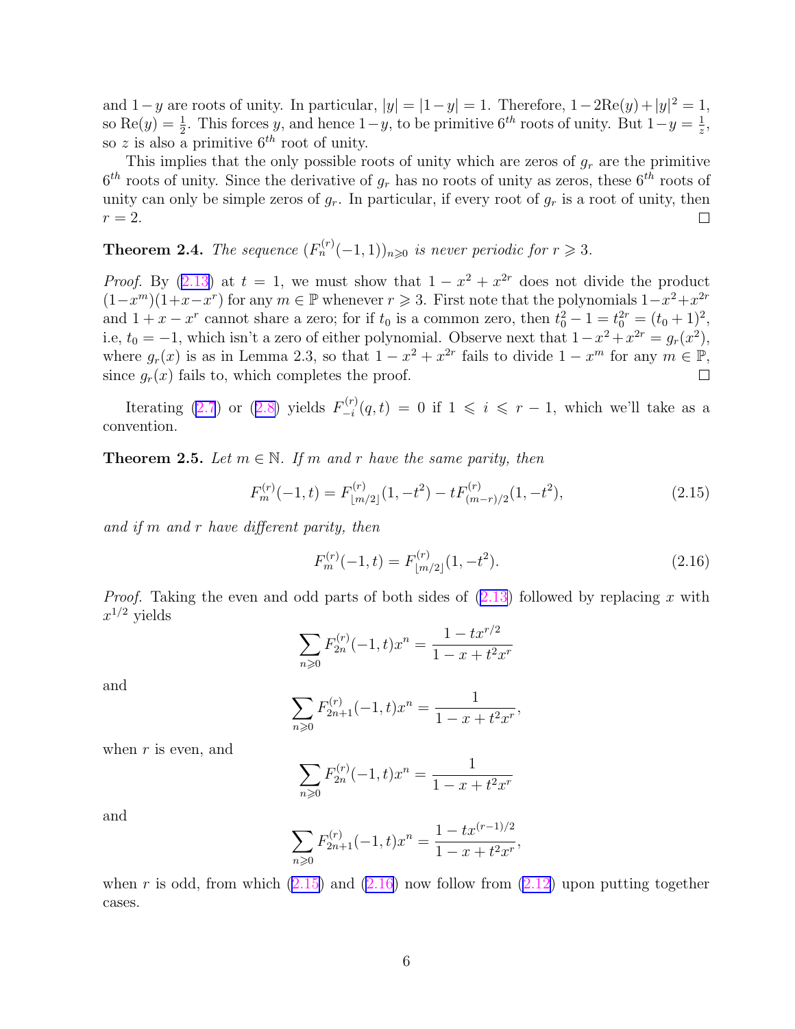and $1-y$ are roots of unity. In particular, $|y| = |1-y| = 1$. Therefore, $1 - 2\mathrm{Re}(y) + |y|^2 = 1$, so $\mathrm{Re}(y) = \frac{1}{2}$. This forces $y$, and hence $1-y$, to be primitive $6^{th}$ roots of unity. But $1 - y = \frac{1}{z}$, so $z$ is also a primitive $6^{th}$ root of unity.

This implies that the only possible roots of unity which are zeros of $g_r$ are the primitive $6^{th}$ roots of unity. Since the derivative of $g_r$ has no roots of unity as zeros, these $6^{th}$ roots of unity can only be simple zeros of $g_r$. In particular, if every root of $g_r$ is a root of unity, then $r = 2$. □

**Theorem 2.4.** *The sequence $(F_n^{(r)}(-1,1))_{n\geqslant 0}$ is never periodic for $r \geqslant 3$.*

*Proof.* By (2.13) at $t = 1$, we must show that $1 - x^2 + x^{2r}$ does not divide the product $(1-x^m)(1+x-x^r)$ for any $m \in \mathbb{P}$ whenever $r \geqslant 3$. First note that the polynomials $1-x^2+x^{2r}$ and $1 + x - x^r$ cannot share a zero; for if $t_0$ is a common zero, then $t_0^2 - 1 = t_0^{2r} = (t_0+1)^2$, i.e, $t_0 = -1$, which isn't a zero of either polynomial. Observe next that $1 - x^2 + x^{2r} = g_r(x^2)$, where $g_r(x)$ is as in Lemma 2.3, so that $1 - x^2 + x^{2r}$ fails to divide $1 - x^m$ for any $m \in \mathbb{P}$, since $g_r(x)$ fails to, which completes the proof. □

Iterating (2.7) or (2.8) yields $F_{-i}^{(r)}(q,t) = 0$ if $1 \leqslant i \leqslant r-1$, which we'll take as a convention.

**Theorem 2.5.** *Let $m \in \mathbb{N}$. If $m$ and $r$ have the same parity, then*

$$F_m^{(r)}(-1,t) = F_{\lfloor m/2\rfloor}^{(r)}(1,-t^2) - tF_{(m-r)/2}^{(r)}(1,-t^2), \tag{2.15}$$

*and if $m$ and $r$ have different parity, then*

$$F_m^{(r)}(-1,t) = F_{\lfloor m/2\rfloor}^{(r)}(1,-t^2). \tag{2.16}$$

*Proof.* Taking the even and odd parts of both sides of (2.13) followed by replacing $x$ with $x^{1/2}$ yields

$$\sum_{n\geqslant 0} F_{2n}^{(r)}(-1,t)x^n = \frac{1 - tx^{r/2}}{1 - x + t^2x^r}$$

and

$$\sum_{n\geqslant 0} F_{2n+1}^{(r)}(-1,t)x^n = \frac{1}{1 - x + t^2x^r},$$

when $r$ is even, and

$$\sum_{n\geqslant 0} F_{2n}^{(r)}(-1,t)x^n = \frac{1}{1 - x + t^2x^r}$$

and

$$\sum_{n\geqslant 0} F_{2n+1}^{(r)}(-1,t)x^n = \frac{1 - tx^{(r-1)/2}}{1 - x + t^2x^r},$$

when $r$ is odd, from which (2.15) and (2.16) now follow from (2.12) upon putting together cases.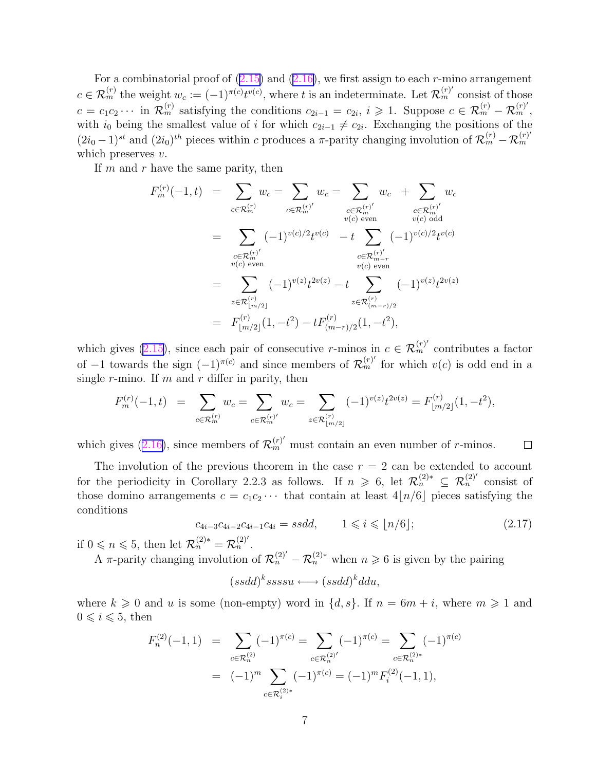For a combinatorial proof of (2.15) and (2.16), we first assign to each $r$-mino arrangement $c \in \mathcal{R}_m^{(r)}$ the weight $w_c := (-1)^{\pi(c)} t^{v(c)}$, where $t$ is an indeterminate. Let $\mathcal{R}_m^{(r)'}$ consist of those $c = c_1 c_2 \cdots$ in $\mathcal{R}_m^{(r)}$ satisfying the conditions $c_{2i-1} = c_{2i}$, $i \geqslant 1$. Suppose $c \in \mathcal{R}_m^{(r)} - \mathcal{R}_m^{(r)'}$, with $i_0$ being the smallest value of $i$ for which $c_{2i-1} \neq c_{2i}$. Exchanging the positions of the $(2i_0 - 1)^{st}$ and $(2i_0)^{th}$ pieces within $c$ produces a $\pi$-parity changing involution of $\mathcal{R}_m^{(r)} - \mathcal{R}_m^{(r)'}$ which preserves $v$.

If $m$ and $r$ have the same parity, then

$$
\begin{aligned}
F_m^{(r)}(-1,t) &= \sum_{c \in \mathcal{R}_m^{(r)}} w_c = \sum_{c \in \mathcal{R}_m^{(r)'}} w_c = \sum_{\substack{c \in \mathcal{R}_m^{(r)'} \\ v(c) \text{ even}}} w_c + \sum_{\substack{c \in \mathcal{R}_m^{(r)'} \\ v(c) \text{ odd}}} w_c \\
&= \sum_{\substack{c \in \mathcal{R}_m^{(r)'} \\ v(c) \text{ even}}} (-1)^{v(c)/2} t^{v(c)} - t \sum_{\substack{c \in \mathcal{R}_{m-r}^{(r)'} \\ v(c) \text{ even}}} (-1)^{v(c)/2} t^{v(c)} \\
&= \sum_{z \in \mathcal{R}_{\lfloor m/2 \rfloor}^{(r)}} (-1)^{v(z)} t^{2v(z)} - t \sum_{z \in \mathcal{R}_{(m-r)/2}^{(r)}} (-1)^{v(z)} t^{2v(z)} \\
&= F_{\lfloor m/2 \rfloor}^{(r)}(1, -t^2) - t F_{(m-r)/2}^{(r)}(1, -t^2),
\end{aligned}
$$

which gives (2.15), since each pair of consecutive $r$-minos in $c \in \mathcal{R}_m^{(r)'}$ contributes a factor of $-1$ towards the sign $(-1)^{\pi(c)}$ and since members of $\mathcal{R}_m^{(r)'}$ for which $v(c)$ is odd end in a single $r$-mino. If $m$ and $r$ differ in parity, then

$$
F_m^{(r)}(-1,t) = \sum_{c \in \mathcal{R}_m^{(r)}} w_c = \sum_{c \in \mathcal{R}_m^{(r)'}} w_c = \sum_{z \in \mathcal{R}_{\lfloor m/2 \rfloor}^{(r)}} (-1)^{v(z)} t^{2v(z)} = F_{\lfloor m/2 \rfloor}^{(r)}(1, -t^2),
$$

which gives (2.16), since members of $\mathcal{R}_m^{(r)'}$ must contain an even number of $r$-minos. $\square$

The involution of the previous theorem in the case $r = 2$ can be extended to account for the periodicity in Corollary 2.2.3 as follows. If $n \geqslant 6$, let $\mathcal{R}_n^{(2)*} \subseteq \mathcal{R}_n^{(2)'}$ consist of those domino arrangements $c = c_1 c_2 \cdots$ that contain at least $4\lfloor n/6 \rfloor$ pieces satisfying the conditions

$$
c_{4i-3} c_{4i-2} c_{4i-1} c_{4i} = ssdd, \qquad 1 \leqslant i \leqslant \lfloor n/6 \rfloor; \tag{2.17}
$$

if $0 \leqslant n \leqslant 5$, then let $\mathcal{R}_n^{(2)*} = \mathcal{R}_n^{(2)'}$.

A $\pi$-parity changing involution of $\mathcal{R}_n^{(2)'} - \mathcal{R}_n^{(2)*}$ when $n \geqslant 6$ is given by the pairing

$$
(ssdd)^k ssssu \longleftrightarrow (ssdd)^k ddu,
$$

where $k \geqslant 0$ and $u$ is some (non-empty) word in $\{d, s\}$. If $n = 6m + i$, where $m \geqslant 1$ and $0 \leqslant i \leqslant 5$, then

$$
\begin{aligned}
F_n^{(2)}(-1,1) &= \sum_{c \in \mathcal{R}_n^{(2)}} (-1)^{\pi(c)} = \sum_{c \in \mathcal{R}_n^{(2)'}} (-1)^{\pi(c)} = \sum_{c \in \mathcal{R}_n^{(2)*}} (-1)^{\pi(c)} \\
&= (-1)^m \sum_{c \in \mathcal{R}_i^{(2)*}} (-1)^{\pi(c)} = (-1)^m F_i^{(2)}(-1,1),
\end{aligned}
$$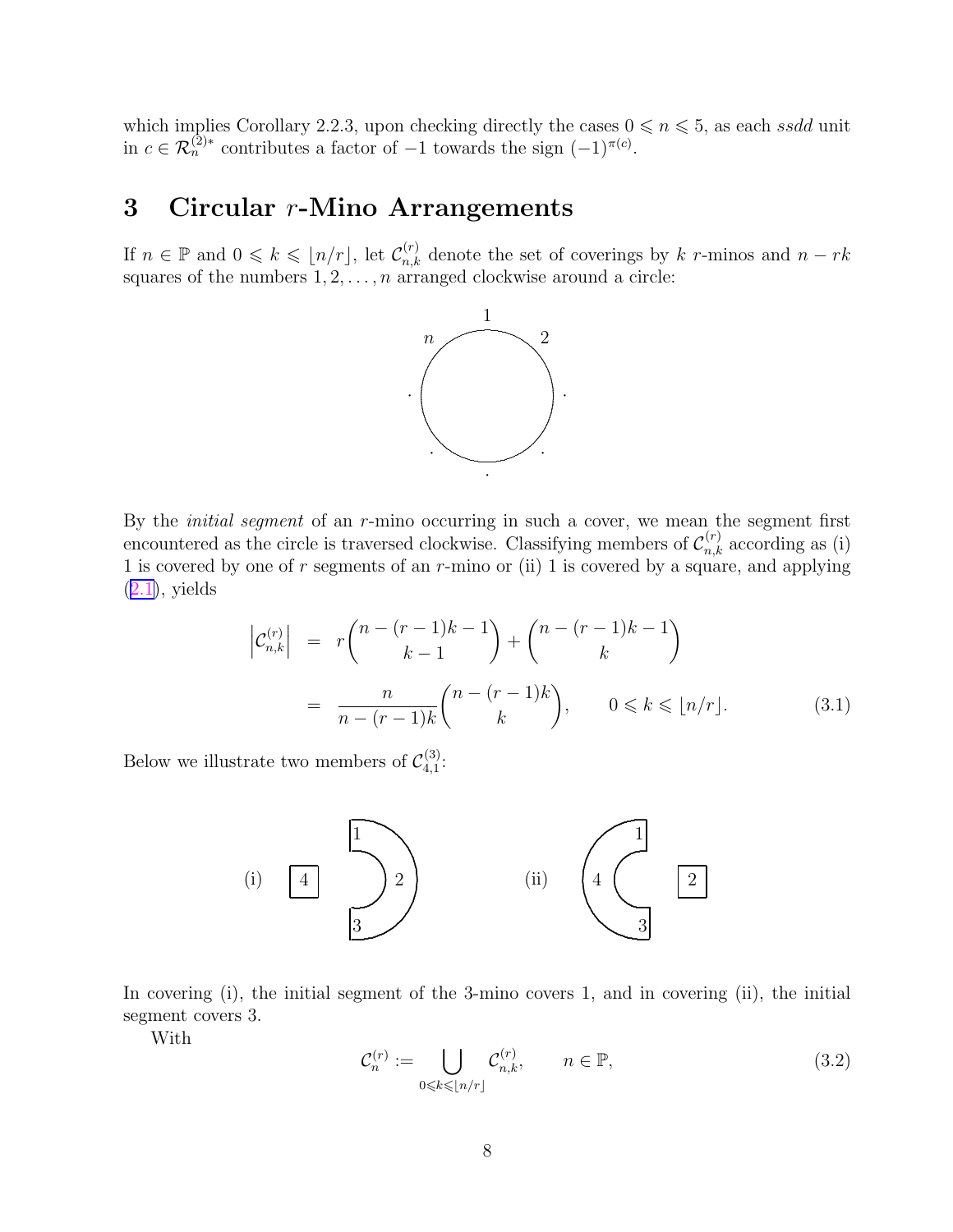which implies Corollary 2.2.3, upon checking directly the cases $0 \leqslant n \leqslant 5$, as each *ssdd* unit in $c \in \mathcal{R}_n^{(2)*}$ contributes a factor of $-1$ towards the sign $(-1)^{\pi(c)}$.

# 3 Circular $r$-Mino Arrangements

If $n \in \mathbb{P}$ and $0 \leqslant k \leqslant \lfloor n/r \rfloor$, let $\mathcal{C}_{n,k}^{(r)}$ denote the set of coverings by $k$ $r$-minos and $n - rk$ squares of the numbers $1, 2, \ldots, n$ arranged clockwise around a circle:

By the *initial segment* of an $r$-mino occurring in such a cover, we mean the segment first encountered as the circle is traversed clockwise. Classifying members of $\mathcal{C}_{n,k}^{(r)}$ according as (i) 1 is covered by one of $r$ segments of an $r$-mino or (ii) 1 is covered by a square, and applying (2.1), yields

$$
\begin{aligned}
\left|\mathcal{C}_{n,k}^{(r)}\right| &= r\binom{n-(r-1)k-1}{k-1} + \binom{n-(r-1)k-1}{k} \\
&= \frac{n}{n-(r-1)k}\binom{n-(r-1)k}{k}, \qquad 0 \leqslant k \leqslant \lfloor n/r \rfloor. \qquad (3.1)
\end{aligned}
$$

Below we illustrate two members of $\mathcal{C}_{4,1}^{(3)}$:

In covering (i), the initial segment of the 3-mino covers 1, and in covering (ii), the initial segment covers 3.

With

$$
\mathcal{C}_n^{(r)} := \bigcup_{0 \leqslant k \leqslant \lfloor n/r \rfloor} \mathcal{C}_{n,k}^{(r)}, \qquad n \in \mathbb{P}, \qquad (3.2)
$$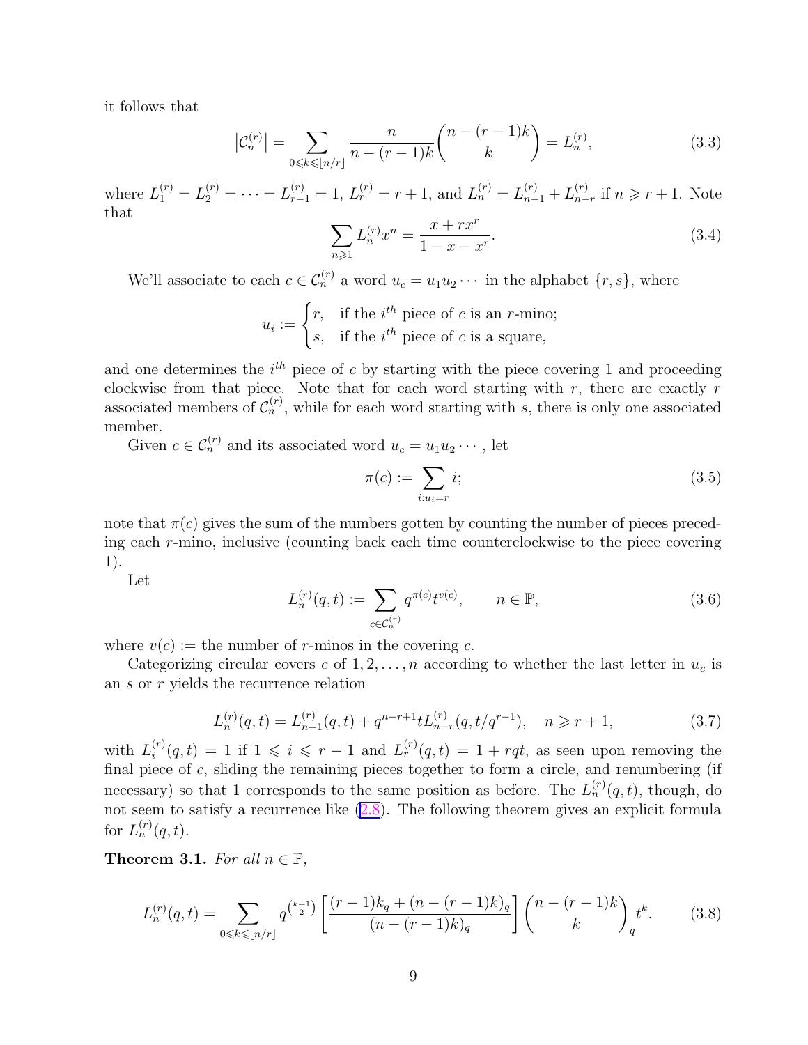it follows that

$$\left|\mathcal{C}_n^{(r)}\right| = \sum_{0\leqslant k\leqslant \lfloor n/r\rfloor} \frac{n}{n-(r-1)k}\binom{n-(r-1)k}{k} = L_n^{(r)}, \tag{3.3}$$

where $L_1^{(r)} = L_2^{(r)} = \cdots = L_{r-1}^{(r)} = 1$, $L_r^{(r)} = r+1$, and $L_n^{(r)} = L_{n-1}^{(r)} + L_{n-r}^{(r)}$ if $n \geqslant r+1$. Note that

$$\sum_{n\geqslant 1} L_n^{(r)} x^n = \frac{x + rx^r}{1-x-x^r}. \tag{3.4}$$

We'll associate to each $c \in \mathcal{C}_n^{(r)}$ a word $u_c = u_1u_2\cdots$ in the alphabet $\{r, s\}$, where

$$u_i := \begin{cases} r, & \text{if the } i^{th} \text{ piece of } c \text{ is an } r\text{-mino;} \\ s, & \text{if the } i^{th} \text{ piece of } c \text{ is a square,} \end{cases}$$

and one determines the $i^{th}$ piece of $c$ by starting with the piece covering 1 and proceeding clockwise from that piece. Note that for each word starting with $r$, there are exactly $r$ associated members of $\mathcal{C}_n^{(r)}$, while for each word starting with $s$, there is only one associated member.

Given $c \in \mathcal{C}_n^{(r)}$ and its associated word $u_c = u_1u_2\cdots$, let

$$\pi(c) := \sum_{i:u_i=r} i; \tag{3.5}$$

note that $\pi(c)$ gives the sum of the numbers gotten by counting the number of pieces preceding each $r$-mino, inclusive (counting back each time counterclockwise to the piece covering 1).

Let

$$L_n^{(r)}(q,t) := \sum_{c\in\mathcal{C}_n^{(r)}} q^{\pi(c)} t^{v(c)}, \qquad n \in \mathbb{P}, \tag{3.6}$$

where $v(c) :=$ the number of $r$-minos in the covering $c$.

Categorizing circular covers $c$ of $1, 2, \ldots, n$ according to whether the last letter in $u_c$ is an $s$ or $r$ yields the recurrence relation

$$L_n^{(r)}(q,t) = L_{n-1}^{(r)}(q,t) + q^{n-r+1} t L_{n-r}^{(r)}(q, t/q^{r-1}), \quad n \geqslant r+1, \tag{3.7}$$

with $L_i^{(r)}(q,t) = 1$ if $1 \leqslant i \leqslant r-1$ and $L_r^{(r)}(q,t) = 1 + rqt$, as seen upon removing the final piece of $c$, sliding the remaining pieces together to form a circle, and renumbering (if necessary) so that 1 corresponds to the same position as before. The $L_n^{(r)}(q,t)$, though, do not seem to satisfy a recurrence like (2.8). The following theorem gives an explicit formula for $L_n^{(r)}(q,t)$.

**Theorem 3.1.** *For all $n \in \mathbb{P}$,*

$$L_n^{(r)}(q,t) = \sum_{0\leqslant k\leqslant\lfloor n/r\rfloor} q^{\binom{k+1}{2}} \left[\frac{(r-1)k_q + (n-(r-1)k)_q}{(n-(r-1)k)_q}\right] \binom{n-(r-1)k}{k}_q t^k. \tag{3.8}$$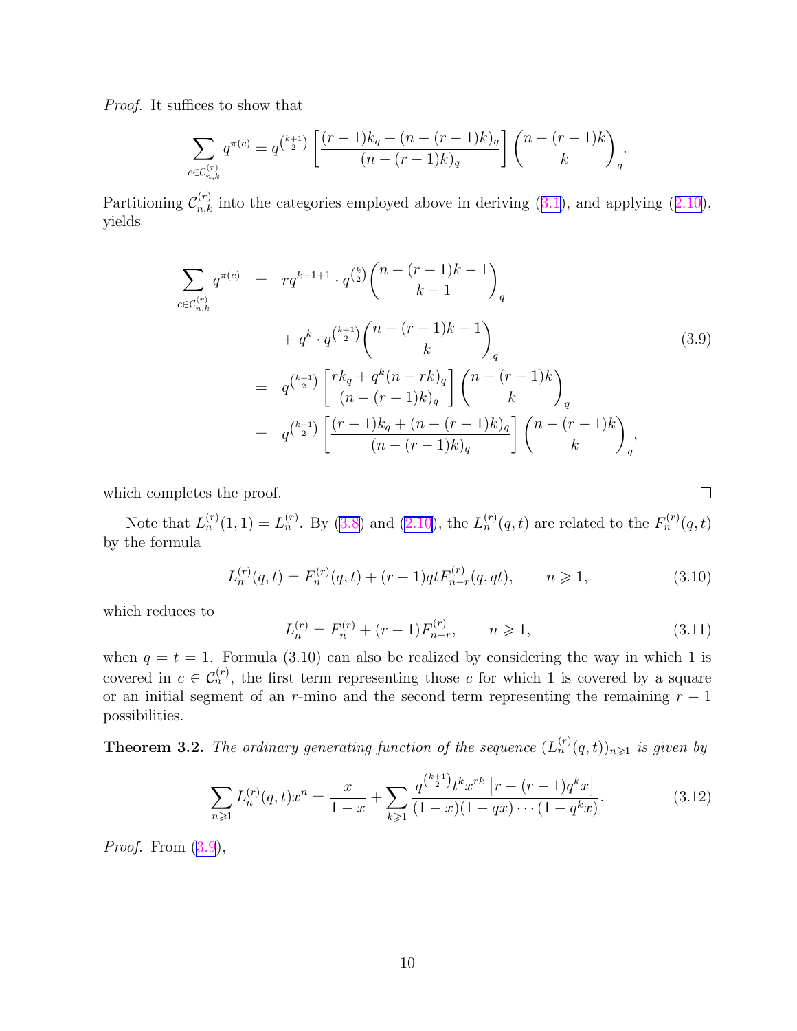*Proof.* It suffices to show that

$$\sum_{c\in\mathcal{C}_{n,k}^{(r)}} q^{\pi(c)} = q^{\binom{k+1}{2}}\left[\frac{(r-1)k_q+(n-(r-1)k)_q}{(n-(r-1)k)_q}\right]\binom{n-(r-1)k}{k}_q.$$

Partitioning $\mathcal{C}_{n,k}^{(r)}$ into the categories employed above in deriving (3.1), and applying (2.10), yields

$$\begin{aligned}
\sum_{c\in\mathcal{C}_{n,k}^{(r)}} q^{\pi(c)} &= rq^{k-1+1}\cdot q^{\binom{k}{2}}\binom{n-(r-1)k-1}{k-1}_q \\
&\quad + q^k\cdot q^{\binom{k+1}{2}}\binom{n-(r-1)k-1}{k}_q \\
&= q^{\binom{k+1}{2}}\left[\frac{rk_q+q^k(n-rk)_q}{(n-(r-1)k)_q}\right]\binom{n-(r-1)k}{k}_q \\
&= q^{\binom{k+1}{2}}\left[\frac{(r-1)k_q+(n-(r-1)k)_q}{(n-(r-1)k)_q}\right]\binom{n-(r-1)k}{k}_q,
\end{aligned} \tag{3.9}$$

which completes the proof. □

Note that $L_n^{(r)}(1,1)=L_n^{(r)}$. By (3.8) and (2.10), the $L_n^{(r)}(q,t)$ are related to the $F_n^{(r)}(q,t)$ by the formula

$$L_n^{(r)}(q,t)=F_n^{(r)}(q,t)+(r-1)qtF_{n-r}^{(r)}(q,qt), \qquad n\geqslant 1, \tag{3.10}$$

which reduces to

$$L_n^{(r)}=F_n^{(r)}+(r-1)F_{n-r}^{(r)}, \qquad n\geqslant 1, \tag{3.11}$$

when $q=t=1$. Formula (3.10) can also be realized by considering the way in which 1 is covered in $c\in\mathcal{C}_n^{(r)}$, the first term representing those $c$ for which 1 is covered by a square or an initial segment of an $r$-mino and the second term representing the remaining $r-1$ possibilities.

**Theorem 3.2.** *The ordinary generating function of the sequence $(L_n^{(r)}(q,t))_{n\geqslant 1}$ is given by*

$$\sum_{n\geqslant 1} L_n^{(r)}(q,t)x^n = \frac{x}{1-x}+\sum_{k\geqslant 1}\frac{q^{\binom{k+1}{2}}t^kx^{rk}\left[r-(r-1)q^kx\right]}{(1-x)(1-qx)\cdots(1-q^kx)}. \tag{3.12}$$

*Proof.* From (3.9),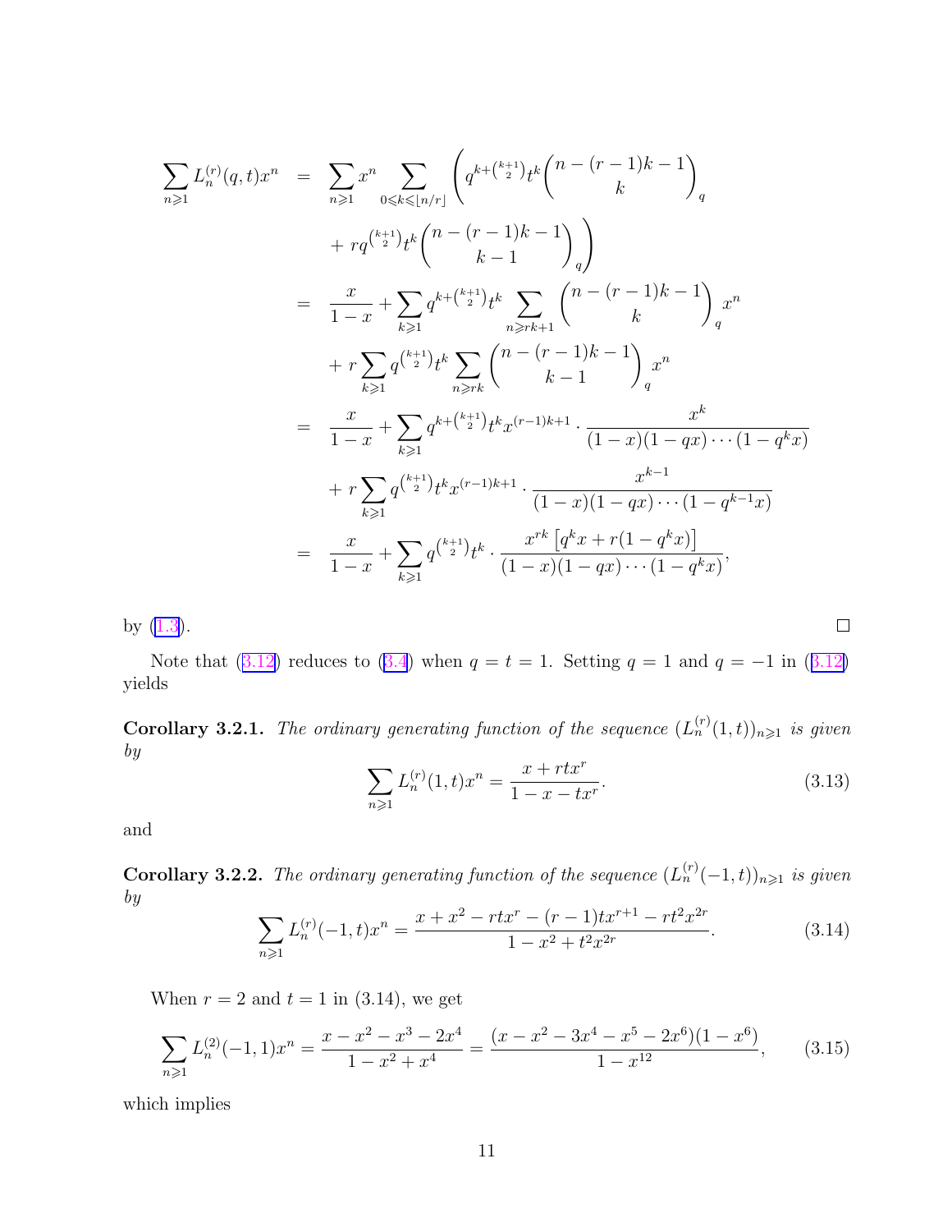$$
\begin{aligned}
\sum_{n\geqslant 1} L_n^{(r)}(q,t)x^n &= \sum_{n\geqslant 1} x^n \sum_{0\leqslant k\leqslant \lfloor n/r\rfloor} \left( q^{k+\binom{k+1}{2}} t^k \binom{n-(r-1)k-1}{k}_q \right. \\
&\quad \left. + rq^{\binom{k+1}{2}} t^k \binom{n-(r-1)k-1}{k-1}_q \right) \\
&= \frac{x}{1-x} + \sum_{k\geqslant 1} q^{k+\binom{k+1}{2}} t^k \sum_{n\geqslant rk+1} \binom{n-(r-1)k-1}{k}_q x^n \\
&\quad + r\sum_{k\geqslant 1} q^{\binom{k+1}{2}} t^k \sum_{n\geqslant rk} \binom{n-(r-1)k-1}{k-1}_q x^n \\
&= \frac{x}{1-x} + \sum_{k\geqslant 1} q^{k+\binom{k+1}{2}} t^k x^{(r-1)k+1} \cdot \frac{x^k}{(1-x)(1-qx)\cdots(1-q^k x)} \\
&\quad + r\sum_{k\geqslant 1} q^{\binom{k+1}{2}} t^k x^{(r-1)k+1} \cdot \frac{x^{k-1}}{(1-x)(1-qx)\cdots(1-q^{k-1}x)} \\
&= \frac{x}{1-x} + \sum_{k\geqslant 1} q^{\binom{k+1}{2}} t^k \cdot \frac{x^{rk}\left[q^k x + r(1-q^k x)\right]}{(1-x)(1-qx)\cdots(1-q^k x)},
\end{aligned}
$$

by (1.3). □

Note that (3.12) reduces to (3.4) when $q = t = 1$. Setting $q = 1$ and $q = -1$ in (3.12) yields

**Corollary 3.2.1.** *The ordinary generating function of the sequence $(L_n^{(r)}(1,t))_{n\geqslant 1}$ is given by*

$$
\sum_{n\geqslant 1} L_n^{(r)}(1,t)x^n = \frac{x + rtx^r}{1 - x - tx^r}. \tag{3.13}
$$

and

**Corollary 3.2.2.** *The ordinary generating function of the sequence $(L_n^{(r)}(-1,t))_{n\geqslant 1}$ is given by*

$$
\sum_{n\geqslant 1} L_n^{(r)}(-1,t)x^n = \frac{x + x^2 - rtx^r - (r-1)tx^{r+1} - rt^2x^{2r}}{1 - x^2 + t^2x^{2r}}. \tag{3.14}
$$

When $r = 2$ and $t = 1$ in (3.14), we get

$$
\sum_{n\geqslant 1} L_n^{(2)}(-1,1)x^n = \frac{x - x^2 - x^3 - 2x^4}{1 - x^2 + x^4} = \frac{(x - x^2 - 3x^4 - x^5 - 2x^6)(1 - x^6)}{1 - x^{12}}, \tag{3.15}
$$

which implies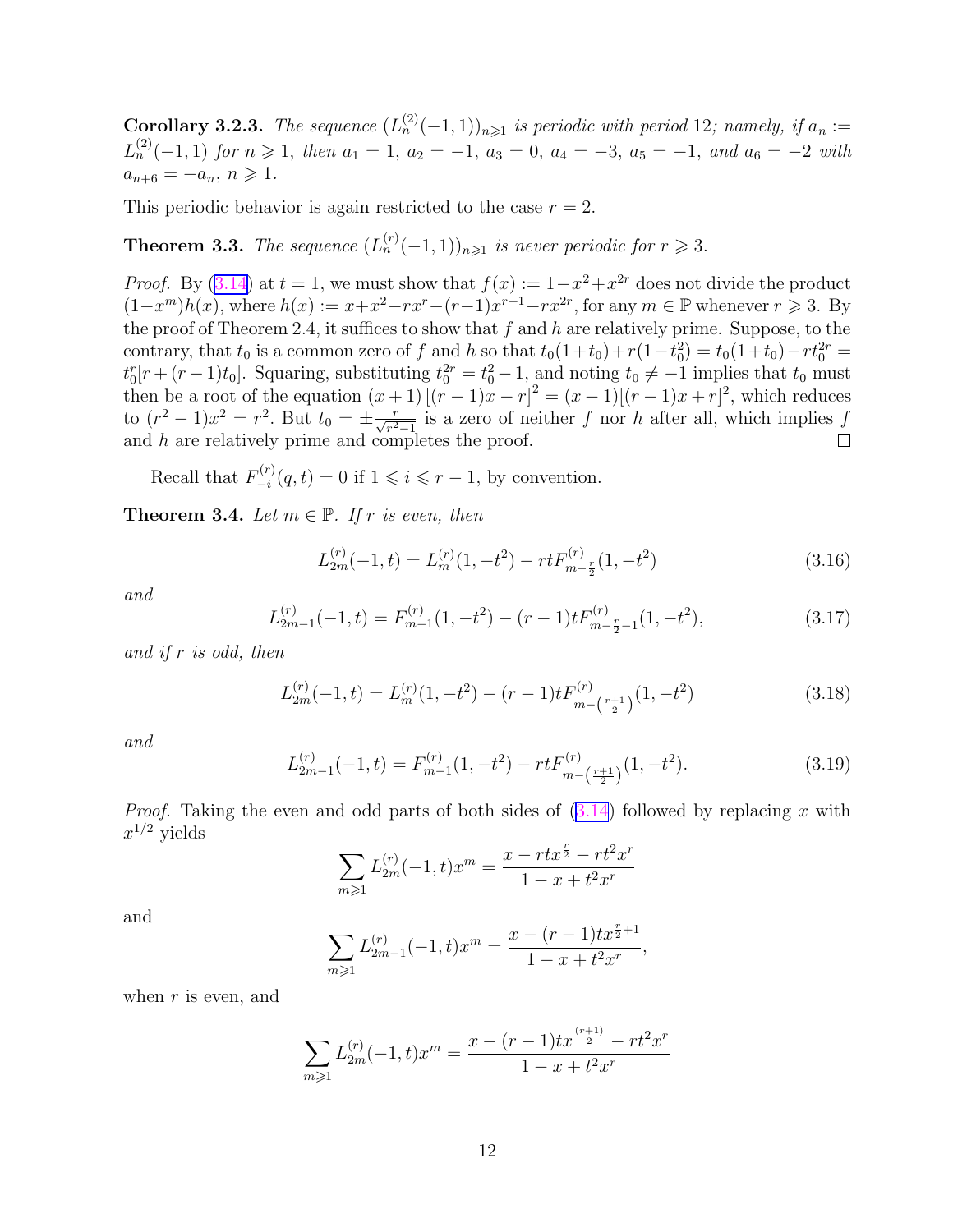**Corollary 3.2.3.** *The sequence $(L_n^{(2)}(-1,1))_{n\geqslant 1}$ is periodic with period* 12*; namely, if $a_n := L_n^{(2)}(-1,1)$ for $n \geqslant 1$, then $a_1 = 1$, $a_2 = -1$, $a_3 = 0$, $a_4 = -3$, $a_5 = -1$, and $a_6 = -2$ with $a_{n+6} = -a_n$, $n \geqslant 1$.*

This periodic behavior is again restricted to the case $r = 2$.

**Theorem 3.3.** *The sequence $(L_n^{(r)}(-1,1))_{n\geqslant 1}$ is never periodic for $r \geqslant 3$.*

*Proof.* By (3.14) at $t = 1$, we must show that $f(x) := 1-x^2+x^{2r}$ does not divide the product $(1-x^m)h(x)$, where $h(x) := x+x^2-rx^r-(r-1)x^{r+1}-rx^{2r}$, for any $m \in \mathbb{P}$ whenever $r \geqslant 3$. By the proof of Theorem 2.4, it suffices to show that $f$ and $h$ are relatively prime. Suppose, to the contrary, that $t_0$ is a common zero of $f$ and $h$ so that $t_0(1+t_0)+r(1-t_0^2) = t_0(1+t_0)-rt_0^{2r} = t_0^r[r+(r-1)t_0]$. Squaring, substituting $t_0^{2r} = t_0^2-1$, and noting $t_0 \neq -1$ implies that $t_0$ must then be a root of the equation $(x+1)\left[(r-1)x-r\right]^2 = (x-1)[(r-1)x+r]^2$, which reduces to $(r^2-1)x^2 = r^2$. But $t_0 = \pm\frac{r}{\sqrt{r^2-1}}$ is a zero of neither $f$ nor $h$ after all, which implies $f$ and $h$ are relatively prime and completes the proof. $\square$

Recall that $F_{-i}^{(r)}(q,t) = 0$ if $1 \leqslant i \leqslant r-1$, by convention.

**Theorem 3.4.** *Let $m \in \mathbb{P}$. If $r$ is even, then*

$$L_{2m}^{(r)}(-1,t) = L_m^{(r)}(1,-t^2) - rtF_{m-\frac{r}{2}}^{(r)}(1,-t^2) \tag{3.16}$$

*and*

$$L_{2m-1}^{(r)}(-1,t) = F_{m-1}^{(r)}(1,-t^2) - (r-1)tF_{m-\frac{r}{2}-1}^{(r)}(1,-t^2), \tag{3.17}$$

*and if $r$ is odd, then*

$$L_{2m}^{(r)}(-1,t) = L_m^{(r)}(1,-t^2) - (r-1)tF_{m-\left(\frac{r+1}{2}\right)}^{(r)}(1,-t^2) \tag{3.18}$$

*and*

$$L_{2m-1}^{(r)}(-1,t) = F_{m-1}^{(r)}(1,-t^2) - rtF_{m-\left(\frac{r+1}{2}\right)}^{(r)}(1,-t^2). \tag{3.19}$$

*Proof.* Taking the even and odd parts of both sides of (3.14) followed by replacing $x$ with $x^{1/2}$ yields

$$\sum_{m\geqslant 1} L_{2m}^{(r)}(-1,t)x^m = \frac{x - rtx^{\frac{r}{2}} - rt^2x^r}{1-x+t^2x^r}$$

and

$$\sum_{m\geqslant 1} L_{2m-1}^{(r)}(-1,t)x^m = \frac{x-(r-1)tx^{\frac{r}{2}+1}}{1-x+t^2x^r},$$

when $r$ is even, and

$$\sum_{m\geqslant 1} L_{2m}^{(r)}(-1,t)x^m = \frac{x-(r-1)tx^{\frac{(r+1)}{2}} - rt^2x^r}{1-x+t^2x^r}$$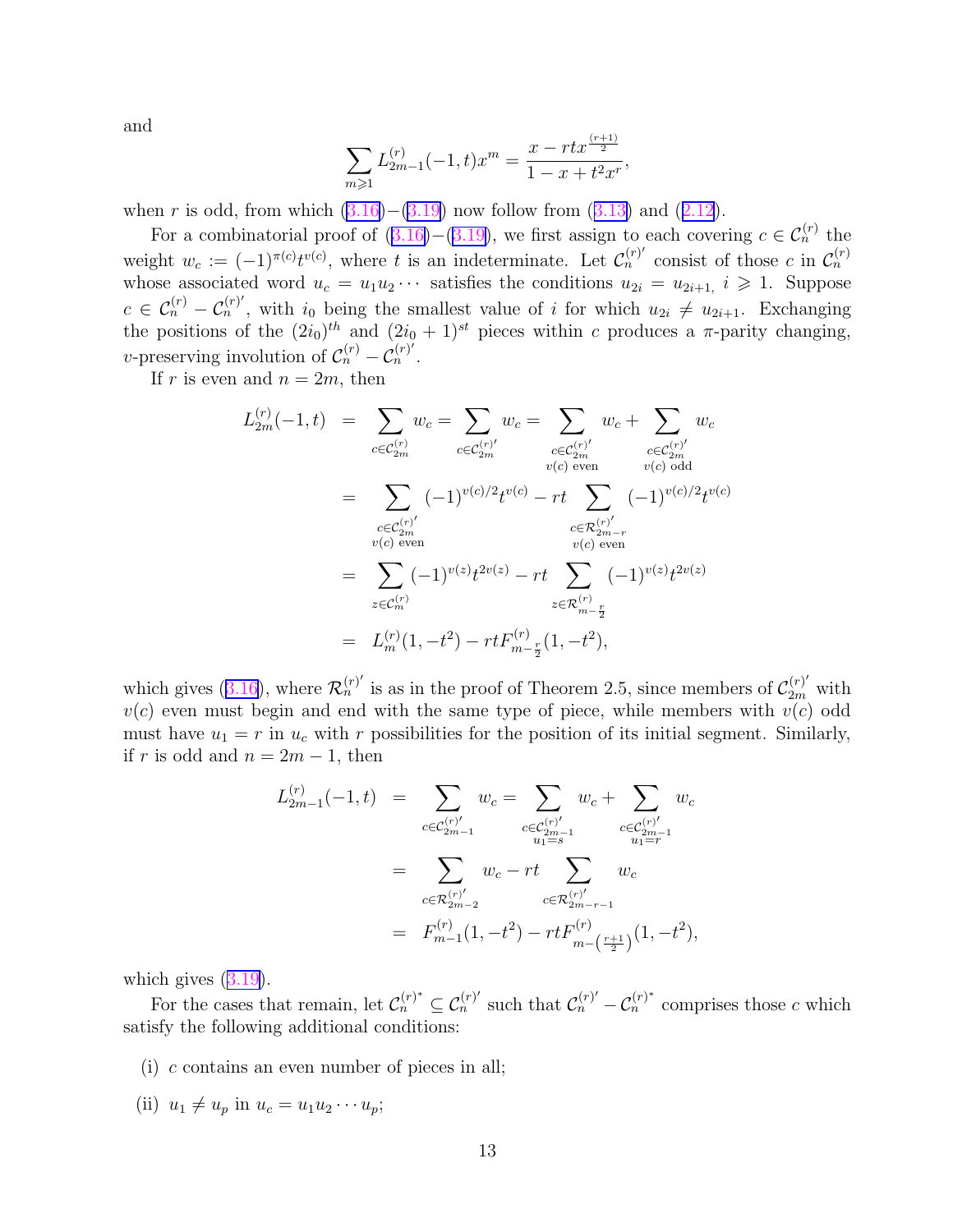and

$$\sum_{m \geqslant 1} L_{2m-1}^{(r)}(-1,t)x^m = \frac{x - rtx^{\frac{(r+1)}{2}}}{1 - x + t^2x^r},$$

when $r$ is odd, from which (3.16)–(3.19) now follow from (3.13) and (2.12).

For a combinatorial proof of (3.16)–(3.19), we first assign to each covering $c \in \mathcal{C}_n^{(r)}$ the weight $w_c := (-1)^{\pi(c)} t^{v(c)}$, where $t$ is an indeterminate. Let $\mathcal{C}_n^{(r)'}$ consist of those $c$ in $\mathcal{C}_n^{(r)}$ whose associated word $u_c = u_1 u_2 \cdots$ satisfies the conditions $u_{2i} = u_{2i+1}$, $i \geqslant 1$. Suppose $c \in \mathcal{C}_n^{(r)} - \mathcal{C}_n^{(r)'}$, with $i_0$ being the smallest value of $i$ for which $u_{2i} \neq u_{2i+1}$. Exchanging the positions of the $(2i_0)^{th}$ and $(2i_0+1)^{st}$ pieces within $c$ produces a $\pi$-parity changing, $v$-preserving involution of $\mathcal{C}_n^{(r)} - \mathcal{C}_n^{(r)'}$.

If $r$ is even and $n = 2m$, then

$$\begin{aligned}
L_{2m}^{(r)}(-1,t) &= \sum_{c \in \mathcal{C}_{2m}^{(r)}} w_c = \sum_{c \in \mathcal{C}_{2m}^{(r)'}} w_c = \sum_{\substack{c \in \mathcal{C}_{2m}^{(r)'} \\ v(c) \text{ even}}} w_c + \sum_{\substack{c \in \mathcal{C}_{2m}^{(r)'} \\ v(c) \text{ odd}}} w_c \\
&= \sum_{\substack{c \in \mathcal{C}_{2m}^{(r)'} \\ v(c) \text{ even}}} (-1)^{v(c)/2} t^{v(c)} - rt \sum_{\substack{c \in \mathcal{R}_{2m-r}^{(r)'} \\ v(c) \text{ even}}} (-1)^{v(c)/2} t^{v(c)} \\
&= \sum_{z \in \mathcal{C}_m^{(r)}} (-1)^{v(z)} t^{2v(z)} - rt \sum_{z \in \mathcal{R}_{m-\frac{r}{2}}^{(r)}} (-1)^{v(z)} t^{2v(z)} \\
&= L_m^{(r)}(1,-t^2) - rtF_{m-\frac{r}{2}}^{(r)}(1,-t^2),
\end{aligned}$$

which gives (3.16), where $\mathcal{R}_n^{(r)'}$ is as in the proof of Theorem 2.5, since members of $\mathcal{C}_{2m}^{(r)'}$ with $v(c)$ even must begin and end with the same type of piece, while members with $v(c)$ odd must have $u_1 = r$ in $u_c$ with $r$ possibilities for the position of its initial segment. Similarly, if $r$ is odd and $n = 2m-1$, then

$$\begin{aligned}
L_{2m-1}^{(r)}(-1,t) &= \sum_{c \in \mathcal{C}_{2m-1}^{(r)'}} w_c = \sum_{\substack{c \in \mathcal{C}_{2m-1}^{(r)'} \\ u_1 = s}} w_c + \sum_{\substack{c \in \mathcal{C}_{2m-1}^{(r)'} \\ u_1 = r}} w_c \\
&= \sum_{c \in \mathcal{R}_{2m-2}^{(r)'}} w_c - rt \sum_{c \in \mathcal{R}_{2m-r-1}^{(r)'}} w_c \\
&= F_{m-1}^{(r)}(1,-t^2) - rtF_{m-(\frac{r+1}{2})}^{(r)}(1,-t^2),
\end{aligned}$$

which gives (3.19).

For the cases that remain, let $\mathcal{C}_n^{(r)^*} \subseteq \mathcal{C}_n^{(r)'}$ such that $\mathcal{C}_n^{(r)'} - \mathcal{C}_n^{(r)^*}$ comprises those $c$ which satisfy the following additional conditions:

(i) $c$ contains an even number of pieces in all;

(ii) $u_1 \neq u_p$ in $u_c = u_1 u_2 \cdots u_p$;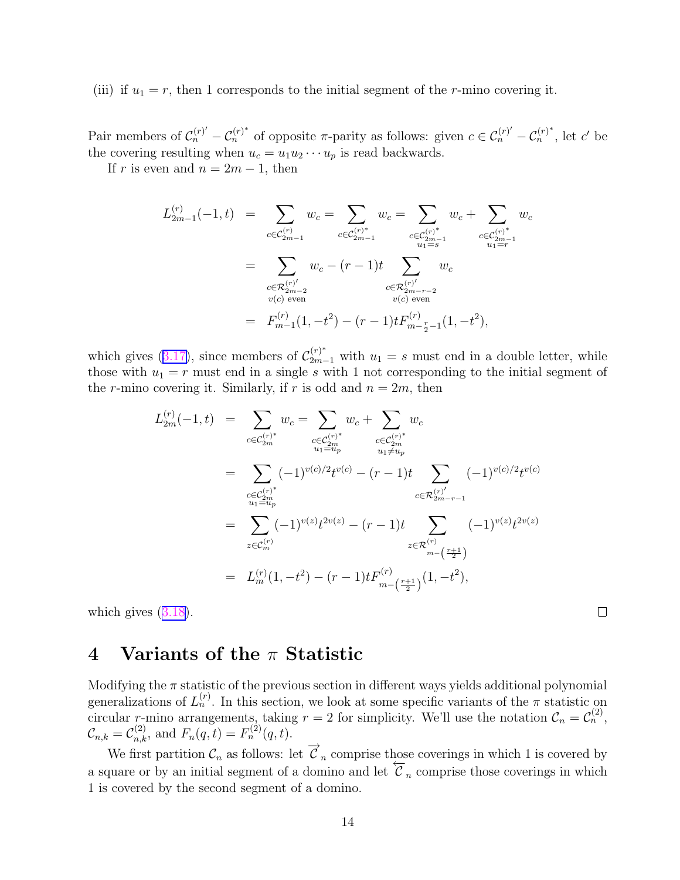(iii) if $u_1 = r$, then 1 corresponds to the initial segment of the $r$-mino covering it.

Pair members of $\mathcal{C}_n^{(r)'} - \mathcal{C}_n^{(r)^*}$ of opposite $\pi$-parity as follows: given $c \in \mathcal{C}_n^{(r)'} - \mathcal{C}_n^{(r)^*}$, let $c'$ be the covering resulting when $u_c = u_1 u_2 \cdots u_p$ is read backwards.

If $r$ is even and $n = 2m-1$, then

$$
\begin{aligned}
L_{2m-1}^{(r)}(-1,t) &= \sum_{c \in \mathcal{C}_{2m-1}^{(r)}} w_c = \sum_{c \in \mathcal{C}_{2m-1}^{(r)^*}} w_c = \sum_{\substack{c \in \mathcal{C}_{2m-1}^{(r)^*} \\ u_1 = s}} w_c + \sum_{\substack{c \in \mathcal{C}_{2m-1}^{(r)^*} \\ u_1 = r}} w_c \\
&= \sum_{\substack{c \in \mathcal{R}_{2m-2}^{(r)'} \\ v(c) \text{ even}}} w_c - (r-1)t \sum_{\substack{c \in \mathcal{R}_{2m-r-2}^{(r)'} \\ v(c) \text{ even}}} w_c \\
&= F_{m-1}^{(r)}(1, -t^2) - (r-1)t F_{m-\frac{r}{2}-1}^{(r)}(1, -t^2),
\end{aligned}
$$

which gives (3.17), since members of $\mathcal{C}_{2m-1}^{(r)^*}$ with $u_1 = s$ must end in a double letter, while those with $u_1 = r$ must end in a single $s$ with 1 not corresponding to the initial segment of the $r$-mino covering it. Similarly, if $r$ is odd and $n = 2m$, then

$$
\begin{aligned}
L_{2m}^{(r)}(-1,t) &= \sum_{c \in \mathcal{C}_{2m}^{(r)^*}} w_c = \sum_{\substack{c \in \mathcal{C}_{2m}^{(r)^*} \\ u_1 = u_p}} w_c + \sum_{\substack{c \in \mathcal{C}_{2m}^{(r)^*} \\ u_1 \neq u_p}} w_c \\
&= \sum_{\substack{c \in \mathcal{C}_{2m}^{(r)^*} \\ u_1 = u_p}} (-1)^{v(c)/2} t^{v(c)} - (r-1)t \sum_{c \in \mathcal{R}_{2m-r-1}^{(r)'}} (-1)^{v(c)/2} t^{v(c)} \\
&= \sum_{z \in \mathcal{C}_m^{(r)}} (-1)^{v(z)} t^{2v(z)} - (r-1)t \sum_{z \in \mathcal{R}^{(r)}_{m-\left(\frac{r+1}{2}\right)}} (-1)^{v(z)} t^{2v(z)} \\
&= L_m^{(r)}(1, -t^2) - (r-1)t F^{(r)}_{m-\left(\frac{r+1}{2}\right)}(1, -t^2),
\end{aligned}
$$

which gives (3.18). □

## 4 Variants of the $\pi$ Statistic

Modifying the $\pi$ statistic of the previous section in different ways yields additional polynomial generalizations of $L_n^{(r)}$. In this section, we look at some specific variants of the $\pi$ statistic on circular $r$-mino arrangements, taking $r = 2$ for simplicity. We'll use the notation $\mathcal{C}_n = \mathcal{C}_n^{(2)}$, $\mathcal{C}_{n,k} = \mathcal{C}_{n,k}^{(2)}$, and $F_n(q,t) = F_n^{(2)}(q,t)$.

We first partition $\mathcal{C}_n$ as follows: let $\overrightarrow{\mathcal{C}}_n$ comprise those coverings in which 1 is covered by a square or by an initial segment of a domino and let $\overleftarrow{\mathcal{C}}_n$ comprise those coverings in which 1 is covered by the second segment of a domino.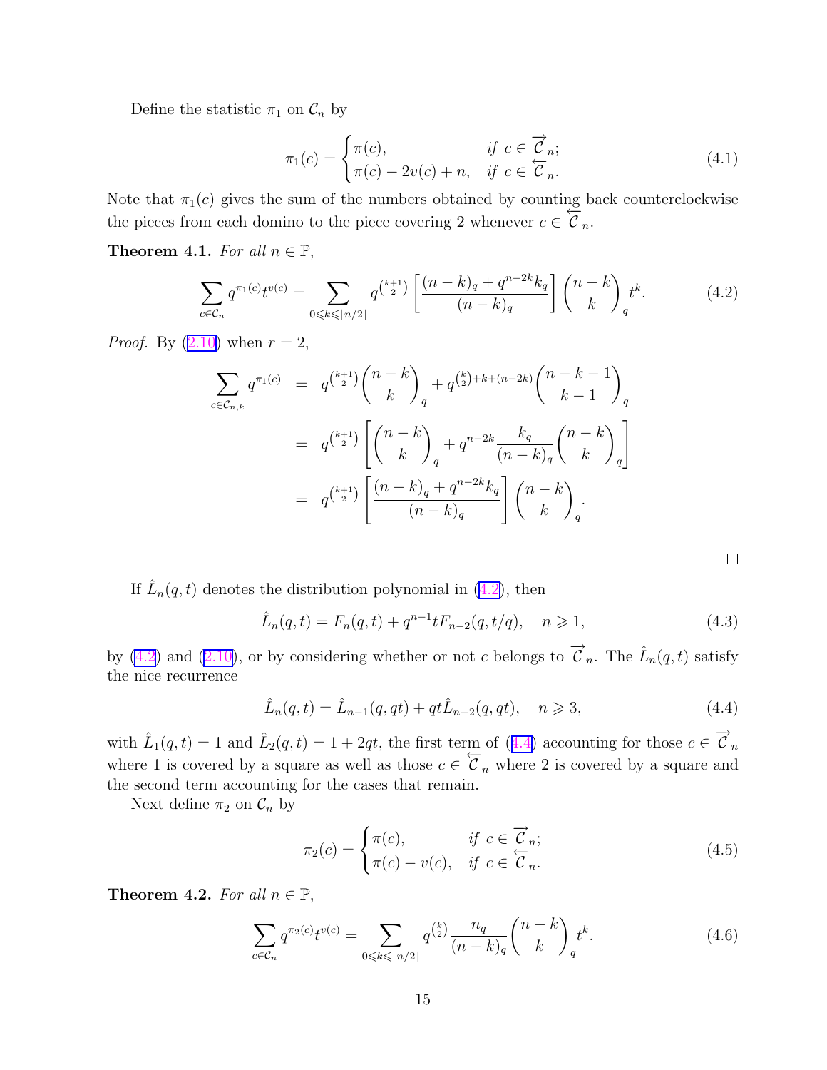Define the statistic $\pi_1$ on $\mathcal{C}_n$ by

$$\pi_1(c) = \begin{cases} \pi(c), & \text{if } c \in \overrightarrow{\mathcal{C}}_n; \\ \pi(c) - 2v(c) + n, & \text{if } c \in \overleftarrow{\mathcal{C}}_n. \end{cases} \tag{4.1}$$

Note that $\pi_1(c)$ gives the sum of the numbers obtained by counting back counterclockwise the pieces from each domino to the piece covering 2 whenever $c \in \overleftarrow{\mathcal{C}}_n$.

**Theorem 4.1.** *For all $n \in \mathbb{P}$,*

$$\sum_{c \in \mathcal{C}_n} q^{\pi_1(c)} t^{v(c)} = \sum_{0 \leqslant k \leqslant \lfloor n/2 \rfloor} q^{\binom{k+1}{2}} \left[ \frac{(n-k)_q + q^{n-2k} k_q}{(n-k)_q} \right] \binom{n-k}{k}_q t^k. \tag{4.2}$$

*Proof.* By (2.10) when $r = 2$,

$$\begin{aligned} \sum_{c \in \mathcal{C}_{n,k}} q^{\pi_1(c)} &= q^{\binom{k+1}{2}} \binom{n-k}{k}_q + q^{\binom{k}{2} + k + (n-2k)} \binom{n-k-1}{k-1}_q \\ &= q^{\binom{k+1}{2}} \left[ \binom{n-k}{k}_q + q^{n-2k} \frac{k_q}{(n-k)_q} \binom{n-k}{k}_q \right] \\ &= q^{\binom{k+1}{2}} \left[ \frac{(n-k)_q + q^{n-2k} k_q}{(n-k)_q} \right] \binom{n-k}{k}_q. \end{aligned}$$

□

If $\hat{L}_n(q,t)$ denotes the distribution polynomial in (4.2), then

$$\hat{L}_n(q,t) = F_n(q,t) + q^{n-1} t F_{n-2}(q, t/q), \quad n \geqslant 1, \tag{4.3}$$

by (4.2) and (2.10), or by considering whether or not $c$ belongs to $\overrightarrow{\mathcal{C}}_n$. The $\hat{L}_n(q,t)$ satisfy the nice recurrence

$$\hat{L}_n(q,t) = \hat{L}_{n-1}(q, qt) + qt \hat{L}_{n-2}(q, qt), \quad n \geqslant 3, \tag{4.4}$$

with $\hat{L}_1(q,t) = 1$ and $\hat{L}_2(q,t) = 1 + 2qt$, the first term of (4.4) accounting for those $c \in \overrightarrow{\mathcal{C}}_n$ where 1 is covered by a square as well as those $c \in \overleftarrow{\mathcal{C}}_n$ where 2 is covered by a square and the second term accounting for the cases that remain.

Next define $\pi_2$ on $\mathcal{C}_n$ by

$$\pi_2(c) = \begin{cases} \pi(c), & \text{if } c \in \overrightarrow{\mathcal{C}}_n; \\ \pi(c) - v(c), & \text{if } c \in \overleftarrow{\mathcal{C}}_n. \end{cases} \tag{4.5}$$

**Theorem 4.2.** *For all $n \in \mathbb{P}$,*

$$\sum_{c \in \mathcal{C}_n} q^{\pi_2(c)} t^{v(c)} = \sum_{0 \leqslant k \leqslant \lfloor n/2 \rfloor} q^{\binom{k}{2}} \frac{n_q}{(n-k)_q} \binom{n-k}{k}_q t^k. \tag{4.6}$$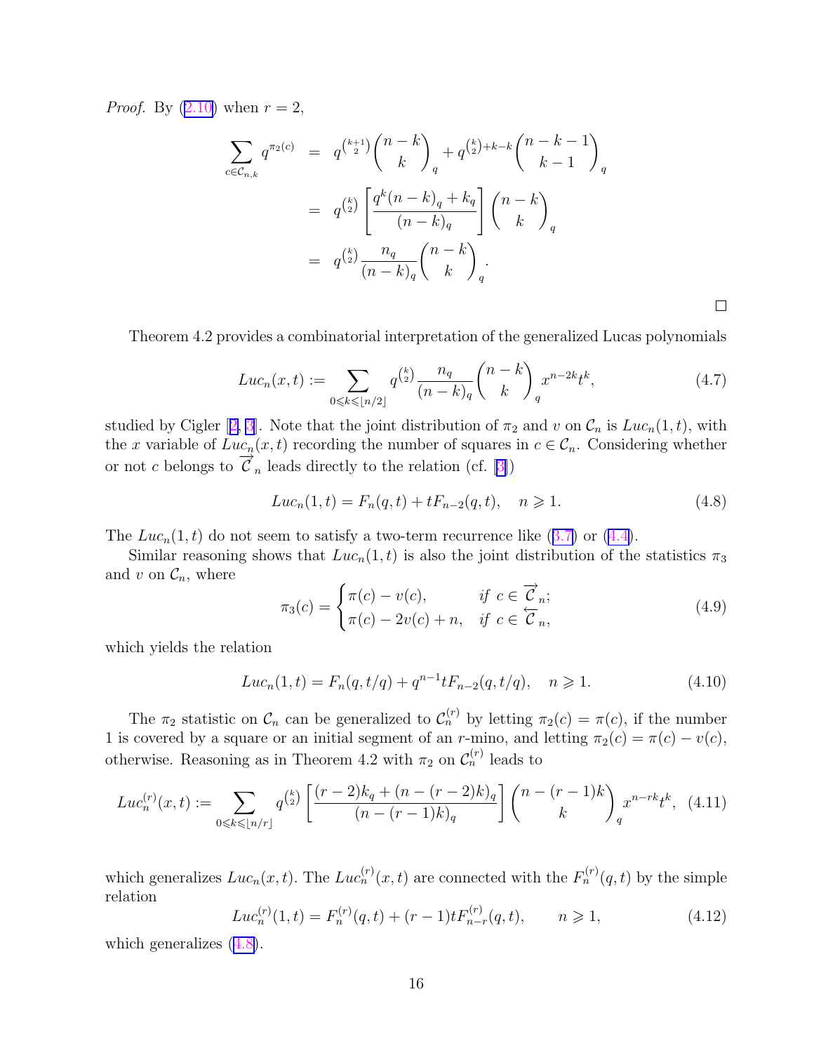*Proof.* By (2.10) when $r = 2$,

$$
\begin{aligned}
\sum_{c \in \mathcal{C}_{n,k}} q^{\pi_2(c)} &= q^{\binom{k+1}{2}} \binom{n-k}{k}_q + q^{\binom{k}{2}+k-k} \binom{n-k-1}{k-1}_q \\
&= q^{\binom{k}{2}} \left[ \frac{q^k (n-k)_q + k_q}{(n-k)_q} \right] \binom{n-k}{k}_q \\
&= q^{\binom{k}{2}} \frac{n_q}{(n-k)_q} \binom{n-k}{k}_q .
\end{aligned}
$$

□

Theorem 4.2 provides a combinatorial interpretation of the generalized Lucas polynomials

$$
Luc_n(x,t) := \sum_{0 \leqslant k \leqslant \lfloor n/2 \rfloor} q^{\binom{k}{2}} \frac{n_q}{(n-k)_q} \binom{n-k}{k}_q x^{n-2k} t^k, \tag{4.7}
$$

studied by Cigler [2, 3]. Note that the joint distribution of $\pi_2$ and $v$ on $\mathcal{C}_n$ is $Luc_n(1,t)$, with the $x$ variable of $Luc_n(x,t)$ recording the number of squares in $c \in \mathcal{C}_n$. Considering whether or not $c$ belongs to $\overrightarrow{\mathcal{C}}_n$ leads directly to the relation (cf. [3])

$$
Luc_n(1,t) = F_n(q,t) + t F_{n-2}(q,t), \quad n \geqslant 1. \tag{4.8}
$$

The $Luc_n(1,t)$ do not seem to satisfy a two-term recurrence like (3.7) or (4.4).

Similar reasoning shows that $Luc_n(1,t)$ is also the joint distribution of the statistics $\pi_3$ and $v$ on $\mathcal{C}_n$, where

$$
\pi_3(c) = \begin{cases} \pi(c) - v(c), & \text{if } c \in \overrightarrow{\mathcal{C}}_n; \\ \pi(c) - 2v(c) + n, & \text{if } c \in \overleftarrow{\mathcal{C}}_n, \end{cases} \tag{4.9}
$$

which yields the relation

$$
Luc_n(1,t) = F_n(q,t/q) + q^{n-1} t F_{n-2}(q,t/q), \quad n \geqslant 1. \tag{4.10}
$$

The $\pi_2$ statistic on $\mathcal{C}_n$ can be generalized to $\mathcal{C}_n^{(r)}$ by letting $\pi_2(c) = \pi(c)$, if the number 1 is covered by a square or an initial segment of an $r$-mino, and letting $\pi_2(c) = \pi(c) - v(c)$, otherwise. Reasoning as in Theorem 4.2 with $\pi_2$ on $\mathcal{C}_n^{(r)}$ leads to

$$
Luc_n^{(r)}(x,t) := \sum_{0 \leqslant k \leqslant \lfloor n/r \rfloor} q^{\binom{k}{2}} \left[ \frac{(r-2)k_q + (n-(r-2)k)_q}{(n-(r-1)k)_q} \right] \binom{n-(r-1)k}{k}_q x^{n-rk} t^k, \tag{4.11}
$$

which generalizes $Luc_n(x,t)$. The $Luc_n^{(r)}(x,t)$ are connected with the $F_n^{(r)}(q,t)$ by the simple relation

$$
Luc_n^{(r)}(1,t) = F_n^{(r)}(q,t) + (r-1) t F_{n-r}^{(r)}(q,t), \qquad n \geqslant 1, \tag{4.12}
$$

which generalizes (4.8).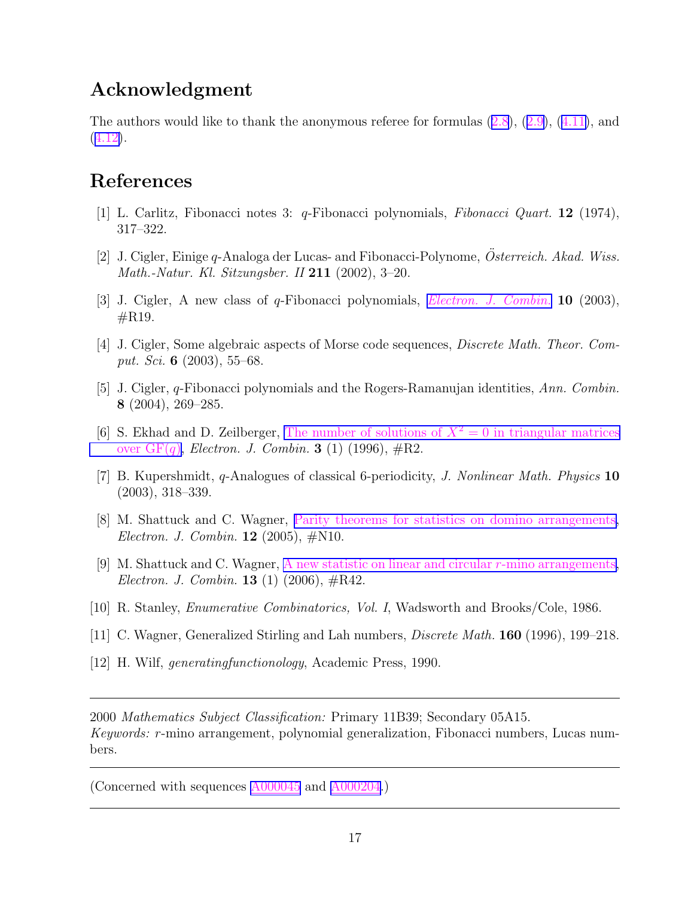## Acknowledgment

The authors would like to thank the anonymous referee for formulas (2.8), (2.9), (4.11), and (4.12).

## References

[1] L. Carlitz, Fibonacci notes 3: $q$-Fibonacci polynomials, *Fibonacci Quart.* **12** (1974), 317–322.

[2] J. Cigler, Einige $q$-Analoga der Lucas- and Fibonacci-Polynome, *Österreich. Akad. Wiss. Math.-Natur. Kl. Sitzungsber. II* **211** (2002), 3–20.

[3] J. Cigler, A new class of $q$-Fibonacci polynomials, *Electron. J. Combin.* **10** (2003), #R19.

[4] J. Cigler, Some algebraic aspects of Morse code sequences, *Discrete Math. Theor. Comput. Sci.* **6** (2003), 55–68.

[5] J. Cigler, $q$-Fibonacci polynomials and the Rogers-Ramanujan identities, *Ann. Combin.* **8** (2004), 269–285.

[6] S. Ekhad and D. Zeilberger, The number of solutions of $X^2 = 0$ in triangular matrices over GF($q$), *Electron. J. Combin.* **3** (1) (1996), #R2.

[7] B. Kupershmidt, $q$-Analogues of classical 6-periodicity, *J. Nonlinear Math. Physics* **10** (2003), 318–339.

[8] M. Shattuck and C. Wagner, Parity theorems for statistics on domino arrangements, *Electron. J. Combin.* **12** (2005), #N10.

[9] M. Shattuck and C. Wagner, A new statistic on linear and circular $r$-mino arrangements, *Electron. J. Combin.* **13** (1) (2006), #R42.

[10] R. Stanley, *Enumerative Combinatorics, Vol. I*, Wadsworth and Brooks/Cole, 1986.

[11] C. Wagner, Generalized Stirling and Lah numbers, *Discrete Math.* **160** (1996), 199–218.

[12] H. Wilf, *generatingfunctionology*, Academic Press, 1990.

---

2000 *Mathematics Subject Classification:* Primary 11B39; Secondary 05A15.
*Keywords:* $r$-mino arrangement, polynomial generalization, Fibonacci numbers, Lucas numbers.

---

(Concerned with sequences A000045 and A000204.)

---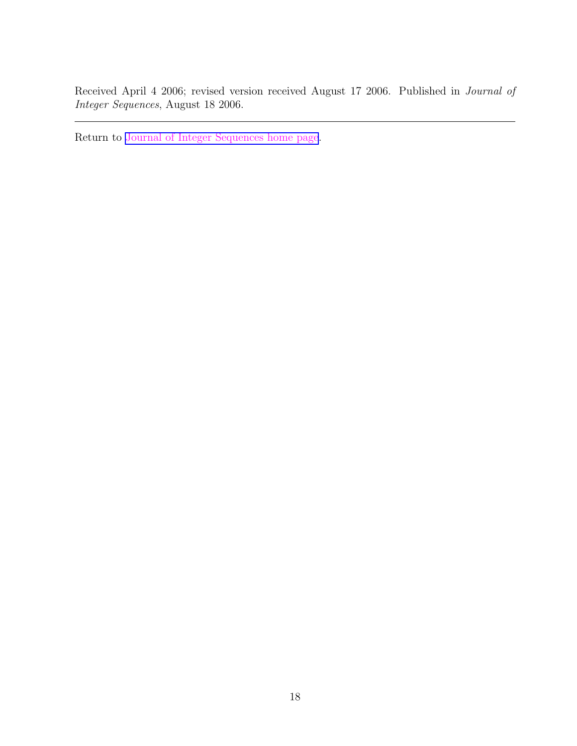Received April 4 2006; revised version received August 17 2006. Published in *Journal of Integer Sequences*, August 18 2006.

---

Return to Journal of Integer Sequences home page.